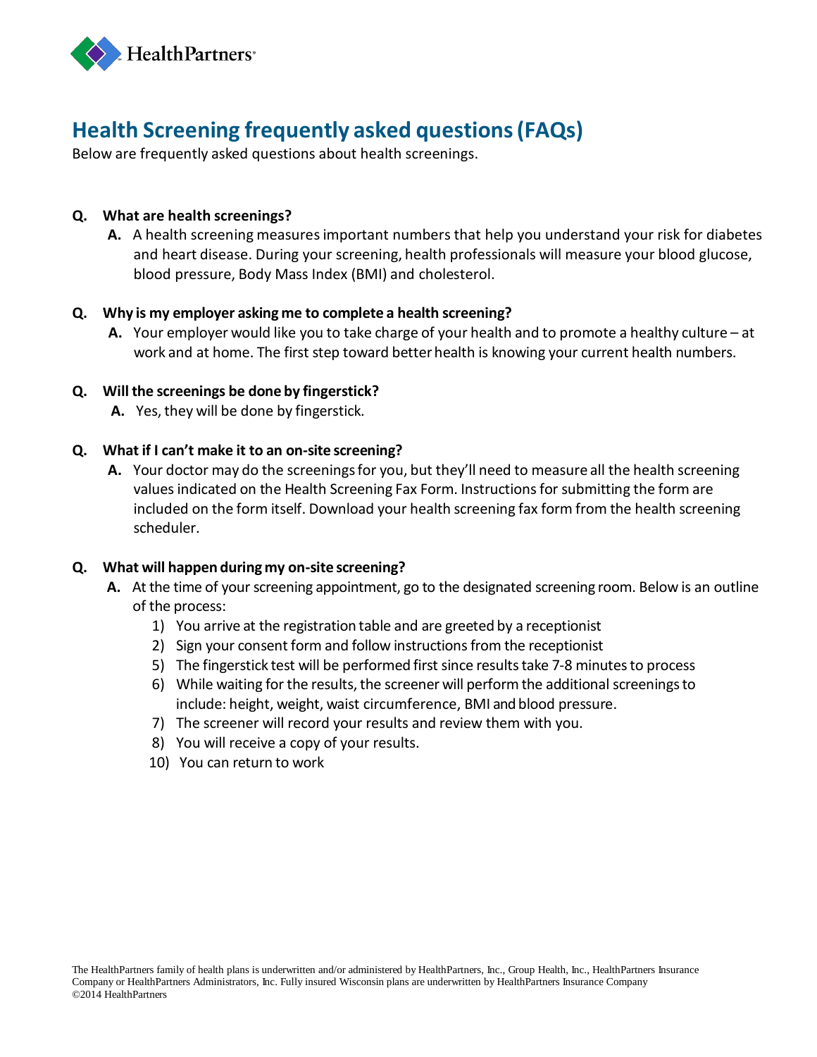HealthPartners®

# Health Screening frequently asked questions (FAQs)

Below are frequently asked questions about health screenings.

**Q. What are health screenings?**

**A.** A health screening measures important numbers that help you understand your risk for diabetes and heart disease. During your screening, health professionals will measure your blood glucose, blood pressure, Body Mass Index (BMI) and cholesterol.

**Q. Why is my employer asking me to complete a health screening?**

**A.** Your employer would like you to take charge of your health and to promote a healthy culture – at work and at home. The first step toward better health is knowing your current health numbers.

**Q. Will the screenings be done by fingerstick?**

**A.** Yes, they will be done by fingerstick.

**Q. What if I can't make it to an on-site screening?**

**A.** Your doctor may do the screenings for you, but they'll need to measure all the health screening values indicated on the Health Screening Fax Form. Instructions for submitting the form are included on the form itself. Download your health screening fax form from the health screening scheduler.

**Q. What will happen during my on-site screening?**

**A.** At the time of your screening appointment, go to the designated screening room. Below is an outline of the process:

1) You arrive at the registration table and are greeted by a receptionist
2) Sign your consent form and follow instructions from the receptionist
5) The fingerstick test will be performed first since results take 7-8 minutes to process
6) While waiting for the results, the screener will perform the additional screenings to include: height, weight, waist circumference, BMI and blood pressure.
7) The screener will record your results and review them with you.
8) You will receive a copy of your results.
10) You can return to work

The HealthPartners family of health plans is underwritten and/or administered by HealthPartners, Inc., Group Health, Inc., HealthPartners Insurance Company or HealthPartners Administrators, Inc. Fully insured Wisconsin plans are underwritten by HealthPartners Insurance Company
©2014 HealthPartners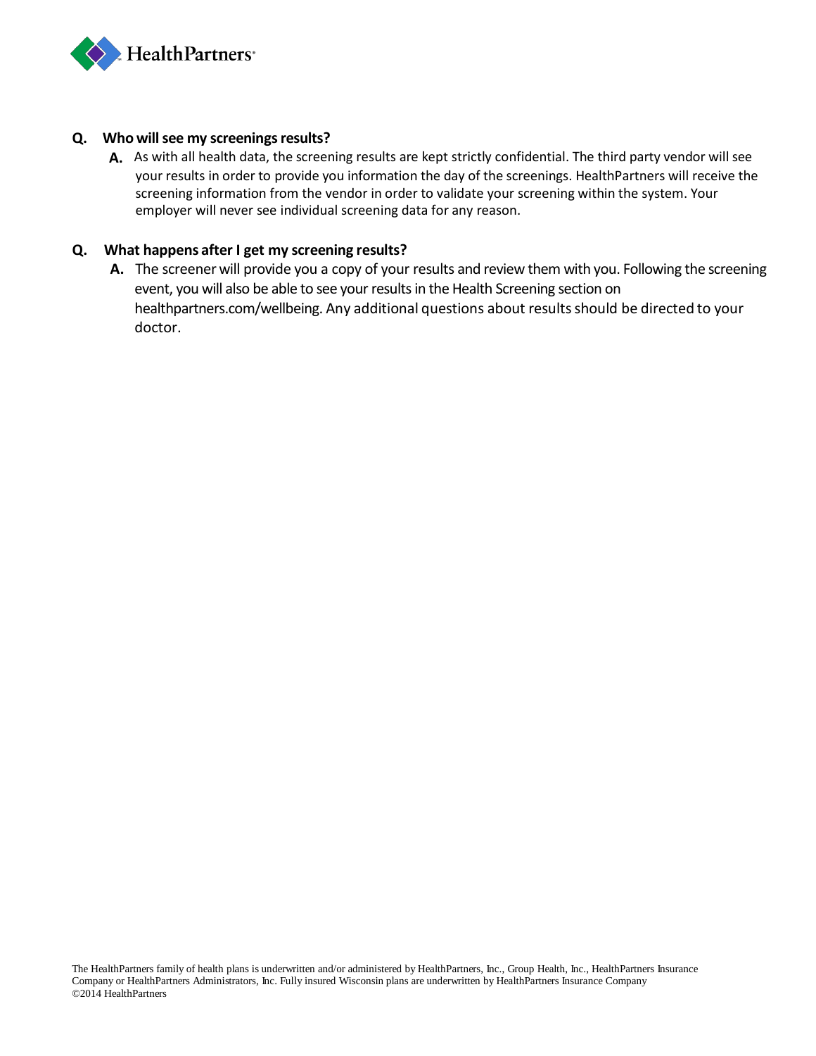**Q. Who will see my screenings results?**

**A.** As with all health data, the screening results are kept strictly confidential. The third party vendor will see your results in order to provide you information the day of the screenings. HealthPartners will receive the screening information from the vendor in order to validate your screening within the system. Your employer will never see individual screening data for any reason.

**Q. What happens after I get my screening results?**

**A.** The screener will provide you a copy of your results and review them with you. Following the screening event, you will also be able to see your results in the Health Screening section on healthpartners.com/wellbeing. Any additional questions about results should be directed to your doctor.

The HealthPartners family of health plans is underwritten and/or administered by HealthPartners, Inc., Group Health, Inc., HealthPartners Insurance Company or HealthPartners Administrators, Inc. Fully insured Wisconsin plans are underwritten by HealthPartners Insurance Company
©2014 HealthPartners